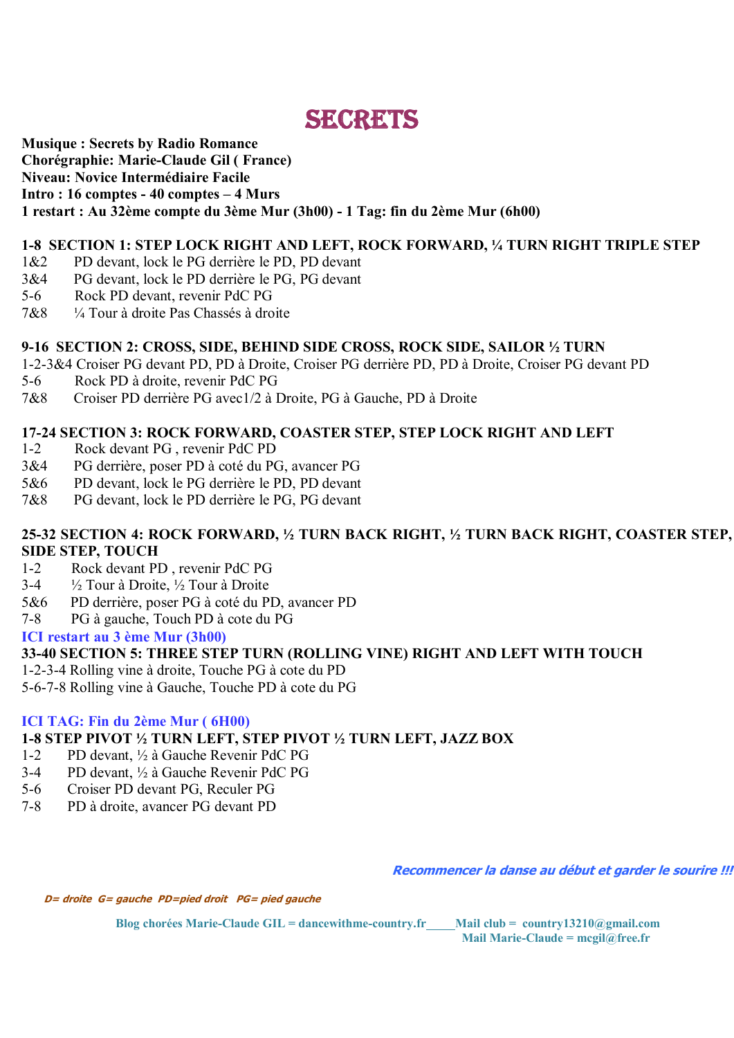# SECRETS

**Musique : Secrets by Radio Romance**
**Chorégraphie: Marie-Claude Gil ( France)**
**Niveau: Novice Intermédiaire Facile**
**Intro : 16 comptes - 40 comptes – 4 Murs**
**1 restart : Au 32ème compte du 3ème Mur (3h00) - 1 Tag: fin du 2ème Mur (6h00)**

**1-8 SECTION 1: STEP LOCK RIGHT AND LEFT, ROCK FORWARD, ¼ TURN RIGHT TRIPLE STEP**

1&2 PD devant, lock le PG derrière le PD, PD devant
3&4 PG devant, lock le PD derrière le PG, PG devant
5-6 Rock PD devant, revenir PdC PG
7&8 ¼ Tour à droite Pas Chassés à droite

**9-16 SECTION 2: CROSS, SIDE, BEHIND SIDE CROSS, ROCK SIDE, SAILOR ½ TURN**

1-2-3&4 Croiser PG devant PD, PD à Droite, Croiser PG derrière PD, PD à Droite, Croiser PG devant PD
5-6 Rock PD à droite, revenir PdC PG
7&8 Croiser PD derrière PG avec1/2 à Droite, PG à Gauche, PD à Droite

**17-24 SECTION 3: ROCK FORWARD, COASTER STEP, STEP LOCK RIGHT AND LEFT**

1-2 Rock devant PG , revenir PdC PD
3&4 PG derrière, poser PD à coté du PG, avancer PG
5&6 PD devant, lock le PG derrière le PD, PD devant
7&8 PG devant, lock le PD derrière le PG, PG devant

**25-32 SECTION 4: ROCK FORWARD, ½ TURN BACK RIGHT, ½ TURN BACK RIGHT, COASTER STEP, SIDE STEP, TOUCH**

1-2 Rock devant PD , revenir PdC PG
3-4 ½ Tour à Droite, ½ Tour à Droite
5&6 PD derrière, poser PG à coté du PD, avancer PD
7-8 PG à gauche, Touch PD à cote du PG

**ICI restart au 3 ème Mur (3h00)**

**33-40 SECTION 5: THREE STEP TURN (ROLLING VINE) RIGHT AND LEFT WITH TOUCH**

1-2-3-4 Rolling vine à droite, Touche PG à cote du PD
5-6-7-8 Rolling vine à Gauche, Touche PD à cote du PG

**ICI TAG: Fin du 2ème Mur ( 6H00)**

**1-8 STEP PIVOT ½ TURN LEFT, STEP PIVOT ½ TURN LEFT, JAZZ BOX**

1-2 PD devant, ½ à Gauche Revenir PdC PG
3-4 PD devant, ½ à Gauche Revenir PdC PG
5-6 Croiser PD devant PG, Reculer PG
7-8 PD à droite, avancer PG devant PD

***Recommencer la danse au début et garder le sourire !!!***

*D= droite G= gauche PD=pied droit PG= pied gauche*

Blog chorées Marie-Claude GIL = dancewithme-country.fr_____Mail club = country13210@gmail.com
Mail Marie-Claude = mcgil@free.fr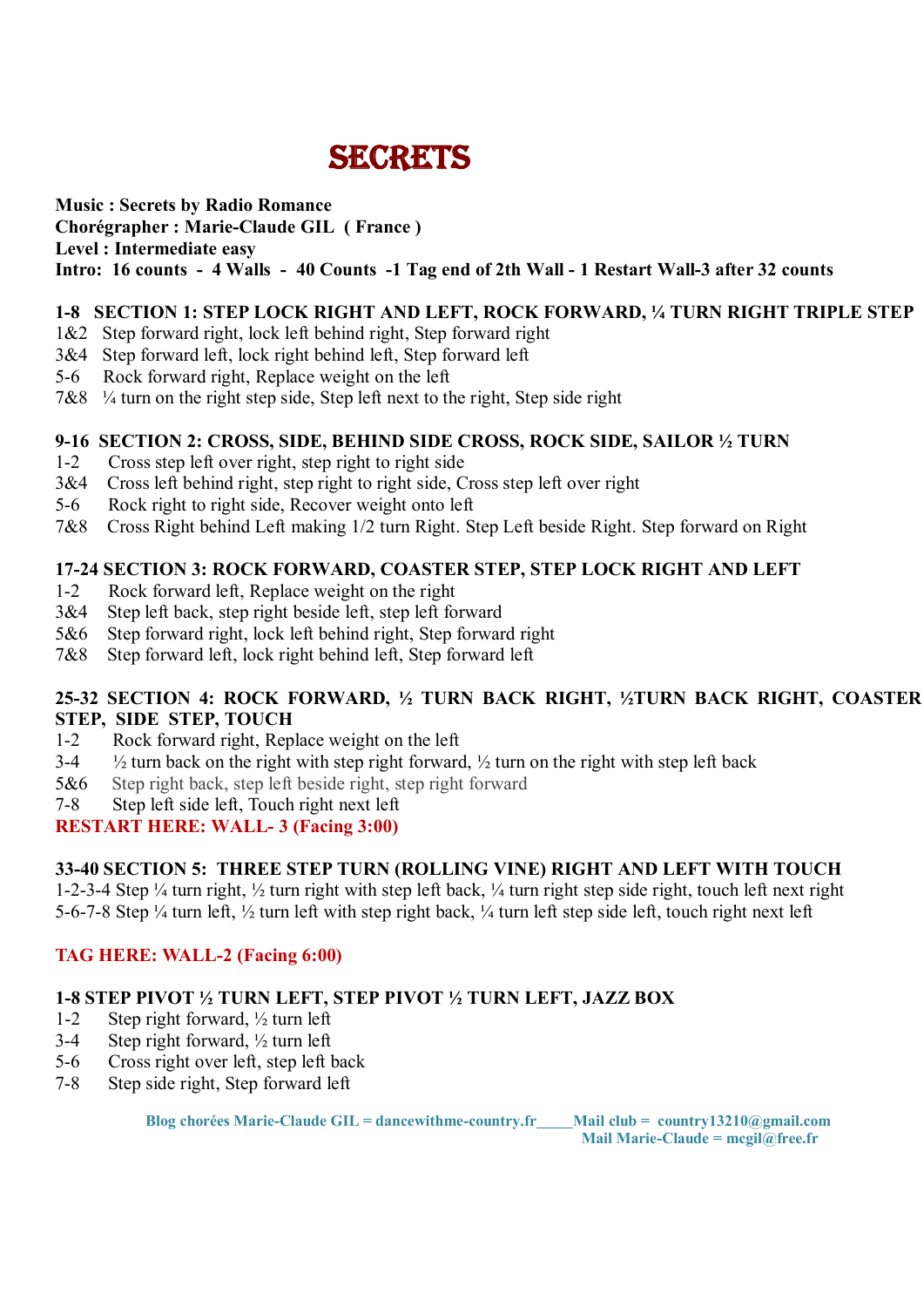# SECRETS

**Music : Secrets by Radio Romance**
**Chorégrapher : Marie-Claude GIL ( France )**
**Level : Intermediate easy**
**Intro: 16 counts - 4 Walls - 40 Counts -1 Tag end of 2th Wall - 1 Restart Wall-3 after 32 counts**

**1-8 SECTION 1: STEP LOCK RIGHT AND LEFT, ROCK FORWARD, ¼ TURN RIGHT TRIPLE STEP**

1&2 Step forward right, lock left behind right, Step forward right
3&4 Step forward left, lock right behind left, Step forward left
5-6 Rock forward right, Replace weight on the left
7&8 ¼ turn on the right step side, Step left next to the right, Step side right

**9-16 SECTION 2: CROSS, SIDE, BEHIND SIDE CROSS, ROCK SIDE, SAILOR ½ TURN**

1-2 Cross step left over right, step right to right side
3&4 Cross left behind right, step right to right side, Cross step left over right
5-6 Rock right to right side, Recover weight onto left
7&8 Cross Right behind Left making 1/2 turn Right. Step Left beside Right. Step forward on Right

**17-24 SECTION 3: ROCK FORWARD, COASTER STEP, STEP LOCK RIGHT AND LEFT**

1-2 Rock forward left, Replace weight on the right
3&4 Step left back, step right beside left, step left forward
5&6 Step forward right, lock left behind right, Step forward right
7&8 Step forward left, lock right behind left, Step forward left

**25-32 SECTION 4: ROCK FORWARD, ½ TURN BACK RIGHT, ½TURN BACK RIGHT, COASTER STEP, SIDE STEP, TOUCH**

1-2 Rock forward right, Replace weight on the left
3-4 ½ turn back on the right with step right forward, ½ turn on the right with step left back
5&6 Step right back, step left beside right, step right forward
7-8 Step left side left, Touch right next left

**RESTART HERE: WALL- 3 (Facing 3:00)**

**33-40 SECTION 5: THREE STEP TURN (ROLLING VINE) RIGHT AND LEFT WITH TOUCH**

1-2-3-4 Step ¼ turn right, ½ turn right with step left back, ¼ turn right step side right, touch left next right
5-6-7-8 Step ¼ turn left, ½ turn left with step right back, ¼ turn left step side left, touch right next left

**TAG HERE: WALL-2 (Facing 6:00)**

**1-8 STEP PIVOT ½ TURN LEFT, STEP PIVOT ½ TURN LEFT, JAZZ BOX**

1-2 Step right forward, ½ turn left
3-4 Step right forward, ½ turn left
5-6 Cross right over left, step left back
7-8 Step side right, Step forward left

Blog chorées Marie-Claude GIL = dancewithme-country.fr_____Mail club = country13210@gmail.com
Mail Marie-Claude = mcgil@free.fr